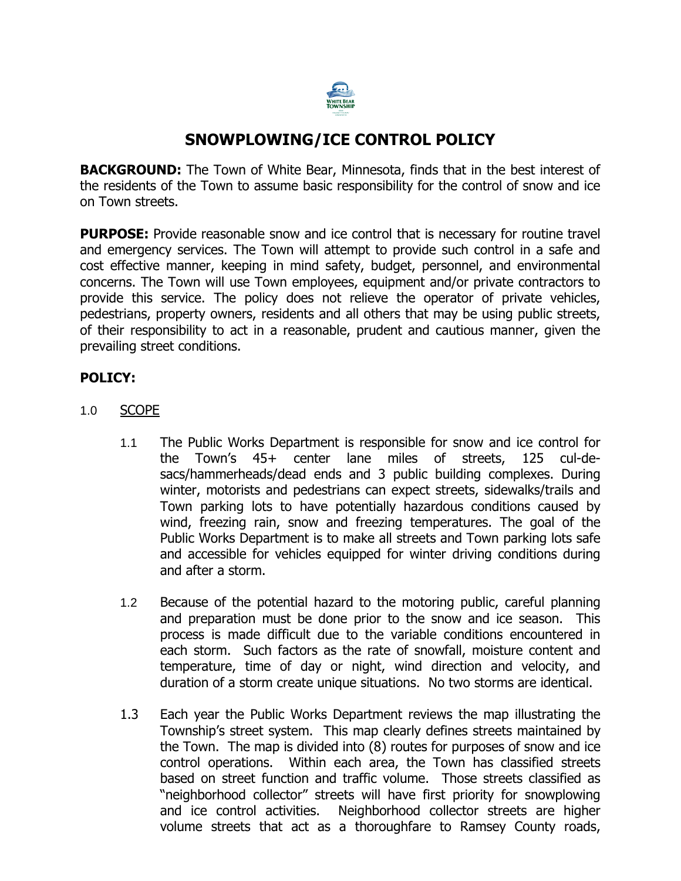# SNOWPLOWING/ICE CONTROL POLICY

**BACKGROUND:** The Town of White Bear, Minnesota, finds that in the best interest of the residents of the Town to assume basic responsibility for the control of snow and ice on Town streets.

**PURPOSE:** Provide reasonable snow and ice control that is necessary for routine travel and emergency services. The Town will attempt to provide such control in a safe and cost effective manner, keeping in mind safety, budget, personnel, and environmental concerns. The Town will use Town employees, equipment and/or private contractors to provide this service. The policy does not relieve the operator of private vehicles, pedestrians, property owners, residents and all others that may be using public streets, of their responsibility to act in a reasonable, prudent and cautious manner, given the prevailing street conditions.

## POLICY:

1.0 SCOPE

1.1 The Public Works Department is responsible for snow and ice control for the Town's 45+ center lane miles of streets, 125 cul-de-sacs/hammerheads/dead ends and 3 public building complexes. During winter, motorists and pedestrians can expect streets, sidewalks/trails and Town parking lots to have potentially hazardous conditions caused by wind, freezing rain, snow and freezing temperatures. The goal of the Public Works Department is to make all streets and Town parking lots safe and accessible for vehicles equipped for winter driving conditions during and after a storm.

1.2 Because of the potential hazard to the motoring public, careful planning and preparation must be done prior to the snow and ice season. This process is made difficult due to the variable conditions encountered in each storm. Such factors as the rate of snowfall, moisture content and temperature, time of day or night, wind direction and velocity, and duration of a storm create unique situations. No two storms are identical.

1.3 Each year the Public Works Department reviews the map illustrating the Township's street system. This map clearly defines streets maintained by the Town. The map is divided into (8) routes for purposes of snow and ice control operations. Within each area, the Town has classified streets based on street function and traffic volume. Those streets classified as "neighborhood collector" streets will have first priority for snowplowing and ice control activities. Neighborhood collector streets are higher volume streets that act as a thoroughfare to Ramsey County roads,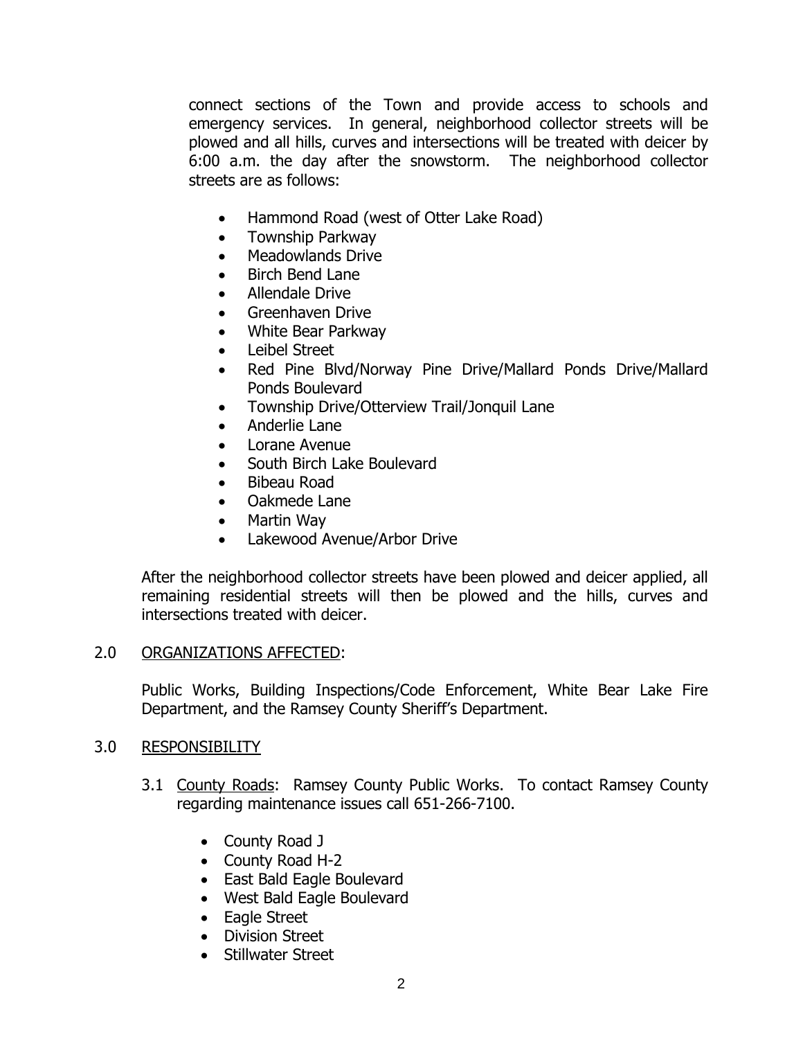connect sections of the Town and provide access to schools and emergency services. In general, neighborhood collector streets will be plowed and all hills, curves and intersections will be treated with deicer by 6:00 a.m. the day after the snowstorm. The neighborhood collector streets are as follows:

- Hammond Road (west of Otter Lake Road)
- Township Parkway
- Meadowlands Drive
- Birch Bend Lane
- Allendale Drive
- Greenhaven Drive
- White Bear Parkway
- Leibel Street
- Red Pine Blvd/Norway Pine Drive/Mallard Ponds Drive/Mallard Ponds Boulevard
- Township Drive/Otterview Trail/Jonquil Lane
- Anderlie Lane
- Lorane Avenue
- South Birch Lake Boulevard
- Bibeau Road
- Oakmede Lane
- Martin Way
- Lakewood Avenue/Arbor Drive

After the neighborhood collector streets have been plowed and deicer applied, all remaining residential streets will then be plowed and the hills, curves and intersections treated with deicer.

## 2.0 ORGANIZATIONS AFFECTED:

Public Works, Building Inspections/Code Enforcement, White Bear Lake Fire Department, and the Ramsey County Sheriff's Department.

## 3.0 RESPONSIBILITY

3.1 County Roads: Ramsey County Public Works. To contact Ramsey County regarding maintenance issues call 651-266-7100.

- County Road J
- County Road H-2
- East Bald Eagle Boulevard
- West Bald Eagle Boulevard
- Eagle Street
- Division Street
- Stillwater Street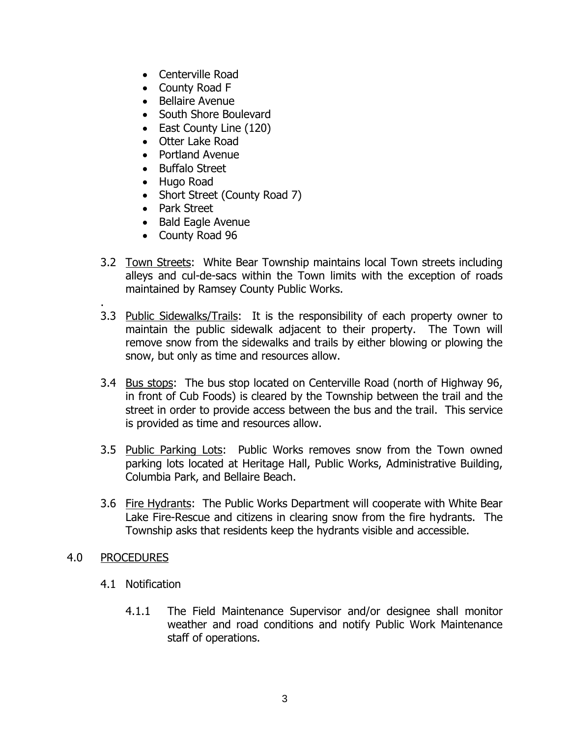- Centerville Road
- County Road F
- Bellaire Avenue
- South Shore Boulevard
- East County Line (120)
- Otter Lake Road
- Portland Avenue
- Buffalo Street
- Hugo Road
- Short Street (County Road 7)
- Park Street
- Bald Eagle Avenue
- County Road 96

3.2 Town Streets: White Bear Township maintains local Town streets including alleys and cul-de-sacs within the Town limits with the exception of roads maintained by Ramsey County Public Works.

.

3.3 Public Sidewalks/Trails: It is the responsibility of each property owner to maintain the public sidewalk adjacent to their property. The Town will remove snow from the sidewalks and trails by either blowing or plowing the snow, but only as time and resources allow.

3.4 Bus stops: The bus stop located on Centerville Road (north of Highway 96, in front of Cub Foods) is cleared by the Township between the trail and the street in order to provide access between the bus and the trail. This service is provided as time and resources allow.

3.5 Public Parking Lots: Public Works removes snow from the Town owned parking lots located at Heritage Hall, Public Works, Administrative Building, Columbia Park, and Bellaire Beach.

3.6 Fire Hydrants: The Public Works Department will cooperate with White Bear Lake Fire-Rescue and citizens in clearing snow from the fire hydrants. The Township asks that residents keep the hydrants visible and accessible.

## 4.0 PROCEDURES

4.1 Notification

4.1.1 The Field Maintenance Supervisor and/or designee shall monitor weather and road conditions and notify Public Work Maintenance staff of operations.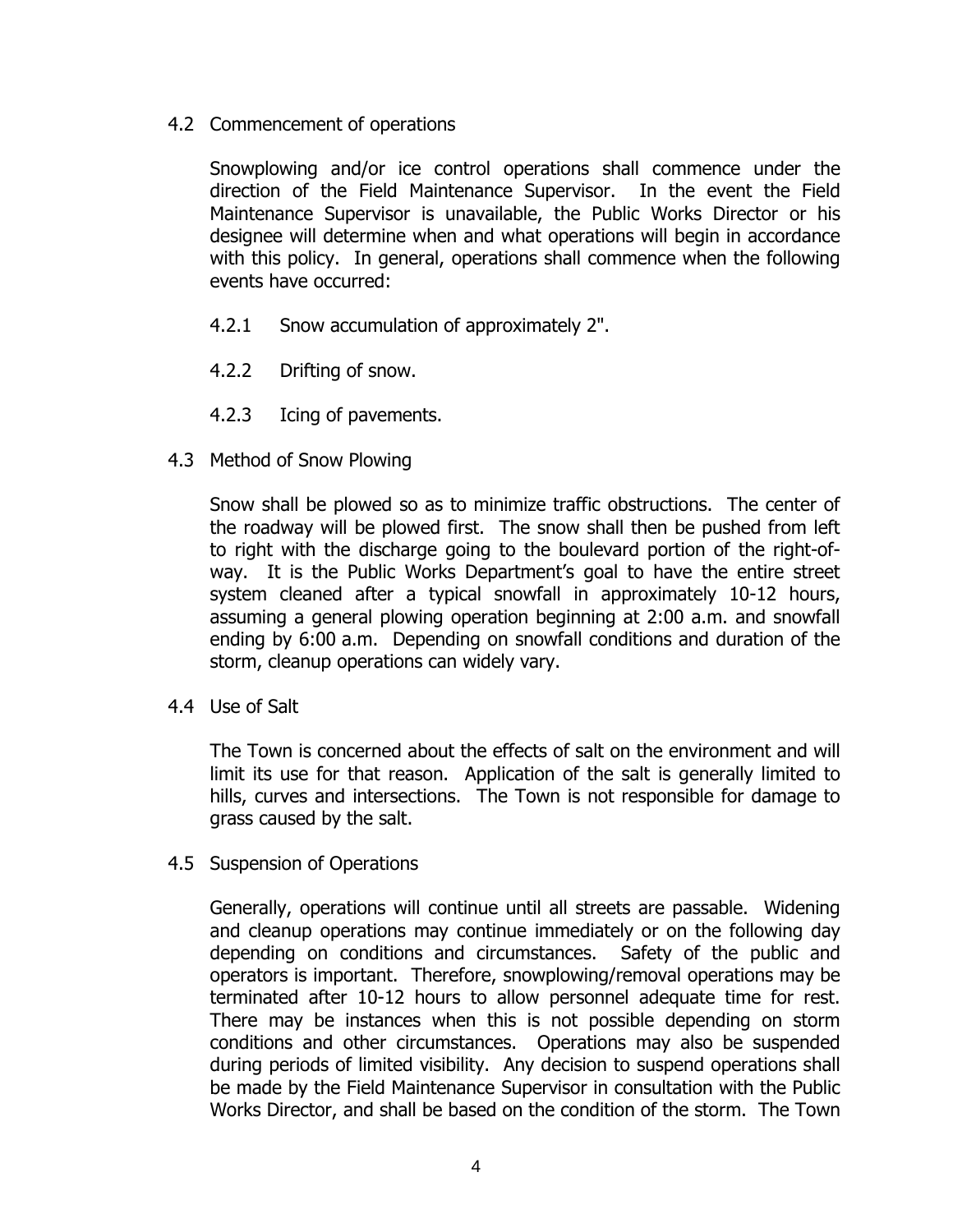## 4.2 Commencement of operations

Snowplowing and/or ice control operations shall commence under the direction of the Field Maintenance Supervisor. In the event the Field Maintenance Supervisor is unavailable, the Public Works Director or his designee will determine when and what operations will begin in accordance with this policy. In general, operations shall commence when the following events have occurred:

4.2.1 Snow accumulation of approximately 2".

4.2.2 Drifting of snow.

4.2.3 Icing of pavements.

## 4.3 Method of Snow Plowing

Snow shall be plowed so as to minimize traffic obstructions. The center of the roadway will be plowed first. The snow shall then be pushed from left to right with the discharge going to the boulevard portion of the right-of-way. It is the Public Works Department's goal to have the entire street system cleaned after a typical snowfall in approximately 10-12 hours, assuming a general plowing operation beginning at 2:00 a.m. and snowfall ending by 6:00 a.m. Depending on snowfall conditions and duration of the storm, cleanup operations can widely vary.

## 4.4 Use of Salt

The Town is concerned about the effects of salt on the environment and will limit its use for that reason. Application of the salt is generally limited to hills, curves and intersections. The Town is not responsible for damage to grass caused by the salt.

## 4.5 Suspension of Operations

Generally, operations will continue until all streets are passable. Widening and cleanup operations may continue immediately or on the following day depending on conditions and circumstances. Safety of the public and operators is important. Therefore, snowplowing/removal operations may be terminated after 10-12 hours to allow personnel adequate time for rest. There may be instances when this is not possible depending on storm conditions and other circumstances. Operations may also be suspended during periods of limited visibility. Any decision to suspend operations shall be made by the Field Maintenance Supervisor in consultation with the Public Works Director, and shall be based on the condition of the storm. The Town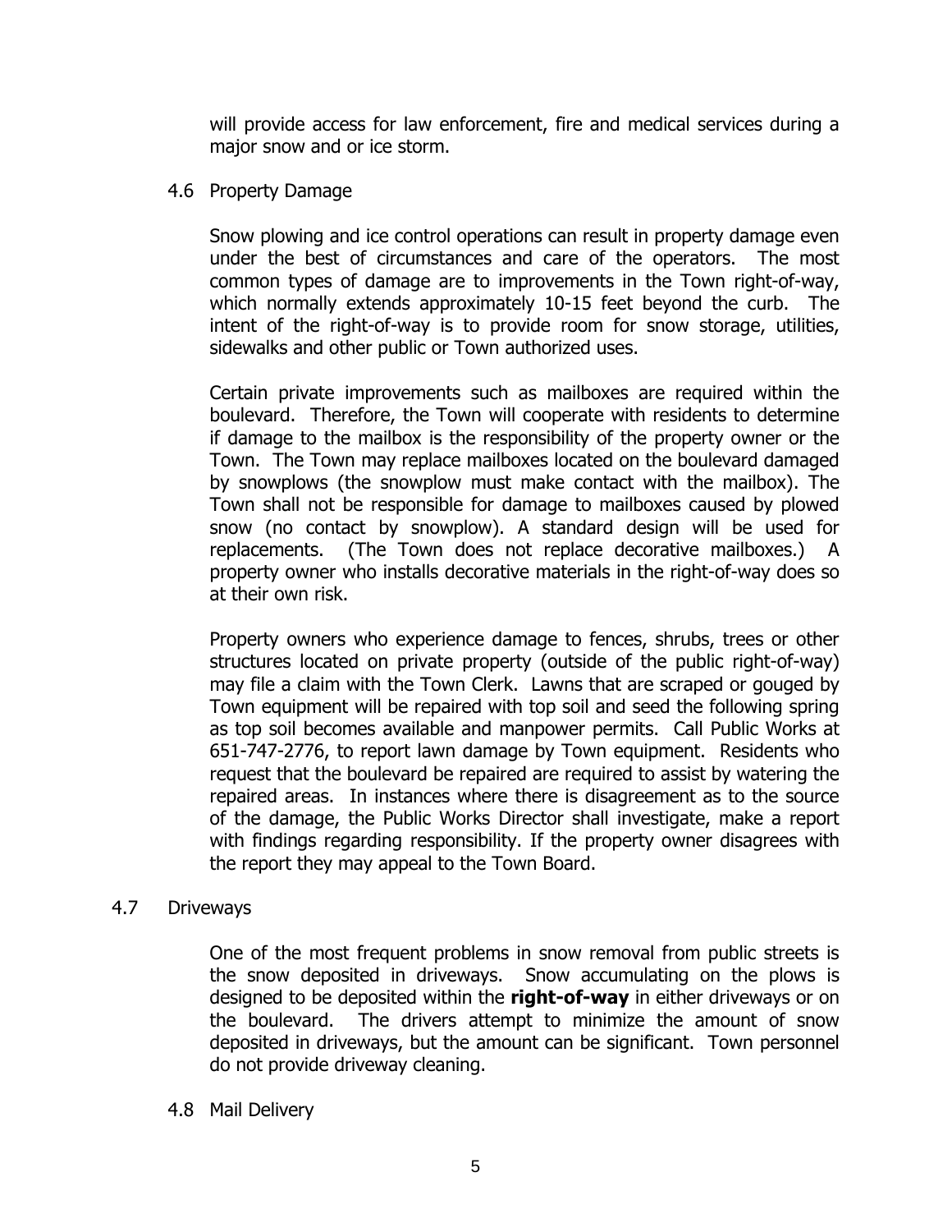will provide access for law enforcement, fire and medical services during a major snow and or ice storm.

## 4.6 Property Damage

Snow plowing and ice control operations can result in property damage even under the best of circumstances and care of the operators. The most common types of damage are to improvements in the Town right-of-way, which normally extends approximately 10-15 feet beyond the curb. The intent of the right-of-way is to provide room for snow storage, utilities, sidewalks and other public or Town authorized uses.

Certain private improvements such as mailboxes are required within the boulevard. Therefore, the Town will cooperate with residents to determine if damage to the mailbox is the responsibility of the property owner or the Town. The Town may replace mailboxes located on the boulevard damaged by snowplows (the snowplow must make contact with the mailbox). The Town shall not be responsible for damage to mailboxes caused by plowed snow (no contact by snowplow). A standard design will be used for replacements. (The Town does not replace decorative mailboxes.) A property owner who installs decorative materials in the right-of-way does so at their own risk.

Property owners who experience damage to fences, shrubs, trees or other structures located on private property (outside of the public right-of-way) may file a claim with the Town Clerk. Lawns that are scraped or gouged by Town equipment will be repaired with top soil and seed the following spring as top soil becomes available and manpower permits. Call Public Works at 651-747-2776, to report lawn damage by Town equipment. Residents who request that the boulevard be repaired are required to assist by watering the repaired areas. In instances where there is disagreement as to the source of the damage, the Public Works Director shall investigate, make a report with findings regarding responsibility. If the property owner disagrees with the report they may appeal to the Town Board.

## 4.7 Driveways

One of the most frequent problems in snow removal from public streets is the snow deposited in driveways. Snow accumulating on the plows is designed to be deposited within the **right-of-way** in either driveways or on the boulevard. The drivers attempt to minimize the amount of snow deposited in driveways, but the amount can be significant. Town personnel do not provide driveway cleaning.

## 4.8 Mail Delivery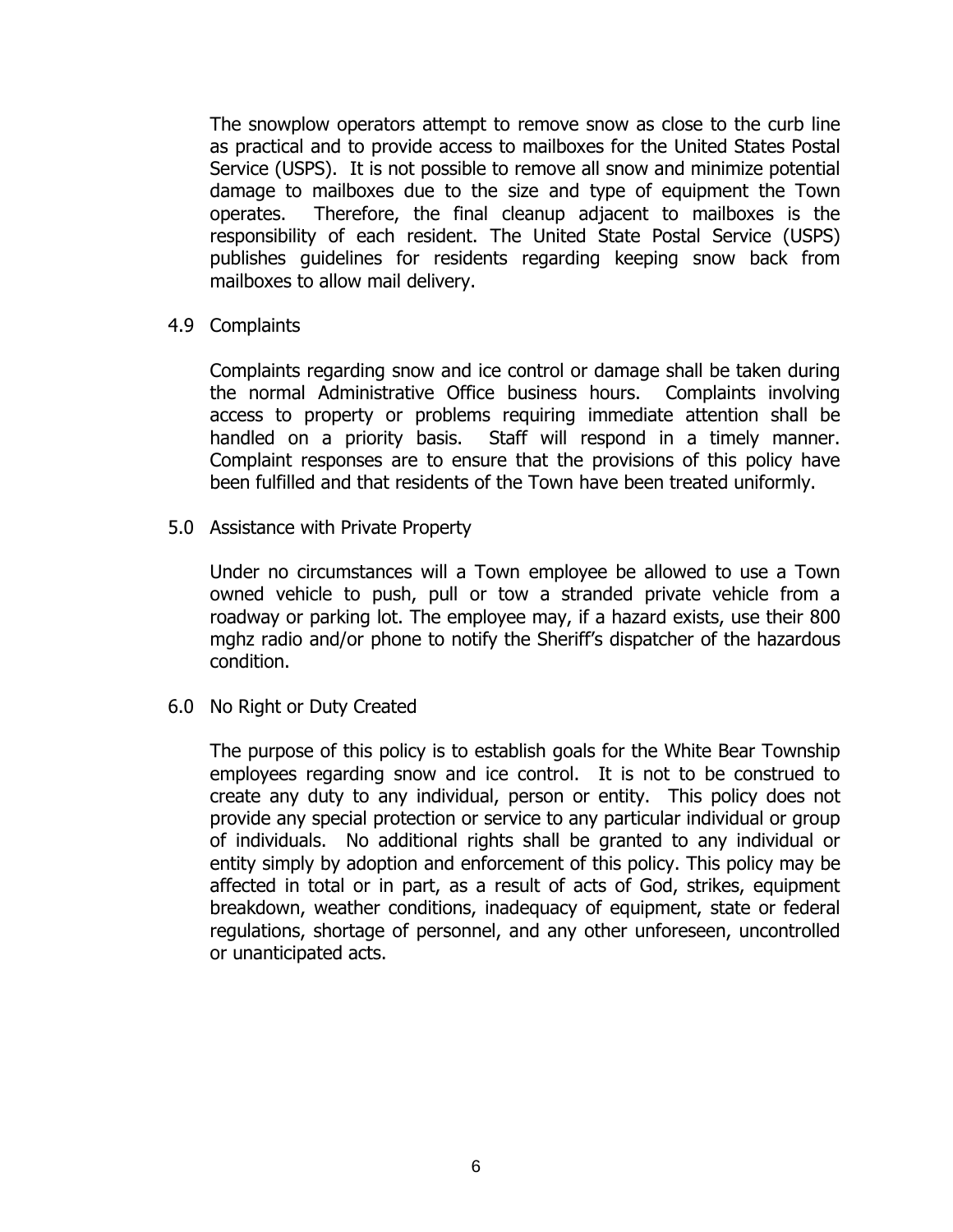The snowplow operators attempt to remove snow as close to the curb line as practical and to provide access to mailboxes for the United States Postal Service (USPS). It is not possible to remove all snow and minimize potential damage to mailboxes due to the size and type of equipment the Town operates. Therefore, the final cleanup adjacent to mailboxes is the responsibility of each resident. The United State Postal Service (USPS) publishes guidelines for residents regarding keeping snow back from mailboxes to allow mail delivery.

### 4.9 Complaints

Complaints regarding snow and ice control or damage shall be taken during the normal Administrative Office business hours. Complaints involving access to property or problems requiring immediate attention shall be handled on a priority basis. Staff will respond in a timely manner. Complaint responses are to ensure that the provisions of this policy have been fulfilled and that residents of the Town have been treated uniformly.

## 5.0 Assistance with Private Property

Under no circumstances will a Town employee be allowed to use a Town owned vehicle to push, pull or tow a stranded private vehicle from a roadway or parking lot. The employee may, if a hazard exists, use their 800 mghz radio and/or phone to notify the Sheriff's dispatcher of the hazardous condition.

## 6.0 No Right or Duty Created

The purpose of this policy is to establish goals for the White Bear Township employees regarding snow and ice control. It is not to be construed to create any duty to any individual, person or entity. This policy does not provide any special protection or service to any particular individual or group of individuals. No additional rights shall be granted to any individual or entity simply by adoption and enforcement of this policy. This policy may be affected in total or in part, as a result of acts of God, strikes, equipment breakdown, weather conditions, inadequacy of equipment, state or federal regulations, shortage of personnel, and any other unforeseen, uncontrolled or unanticipated acts.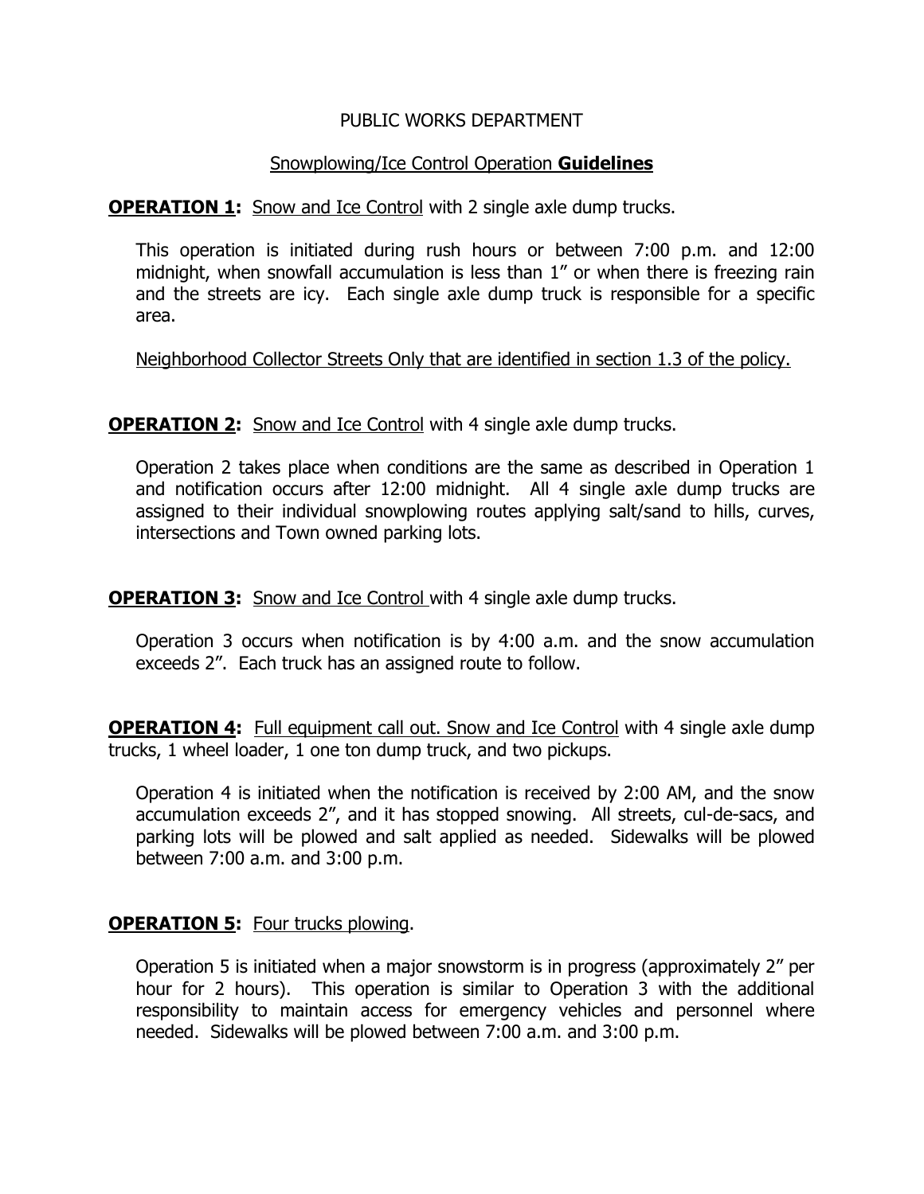PUBLIC WORKS DEPARTMENT

Snowplowing/Ice Control Operation **Guidelines**

**OPERATION 1:** Snow and Ice Control with 2 single axle dump trucks.

This operation is initiated during rush hours or between 7:00 p.m. and 12:00 midnight, when snowfall accumulation is less than 1" or when there is freezing rain and the streets are icy. Each single axle dump truck is responsible for a specific area.

Neighborhood Collector Streets Only that are identified in section 1.3 of the policy.

**OPERATION 2:** Snow and Ice Control with 4 single axle dump trucks.

Operation 2 takes place when conditions are the same as described in Operation 1 and notification occurs after 12:00 midnight. All 4 single axle dump trucks are assigned to their individual snowplowing routes applying salt/sand to hills, curves, intersections and Town owned parking lots.

**OPERATION 3:** Snow and Ice Control with 4 single axle dump trucks.

Operation 3 occurs when notification is by 4:00 a.m. and the snow accumulation exceeds 2". Each truck has an assigned route to follow.

**OPERATION 4:** Full equipment call out. Snow and Ice Control with 4 single axle dump trucks, 1 wheel loader, 1 one ton dump truck, and two pickups.

Operation 4 is initiated when the notification is received by 2:00 AM, and the snow accumulation exceeds 2", and it has stopped snowing. All streets, cul-de-sacs, and parking lots will be plowed and salt applied as needed. Sidewalks will be plowed between 7:00 a.m. and 3:00 p.m.

**OPERATION 5:** Four trucks plowing.

Operation 5 is initiated when a major snowstorm is in progress (approximately 2" per hour for 2 hours). This operation is similar to Operation 3 with the additional responsibility to maintain access for emergency vehicles and personnel where needed. Sidewalks will be plowed between 7:00 a.m. and 3:00 p.m.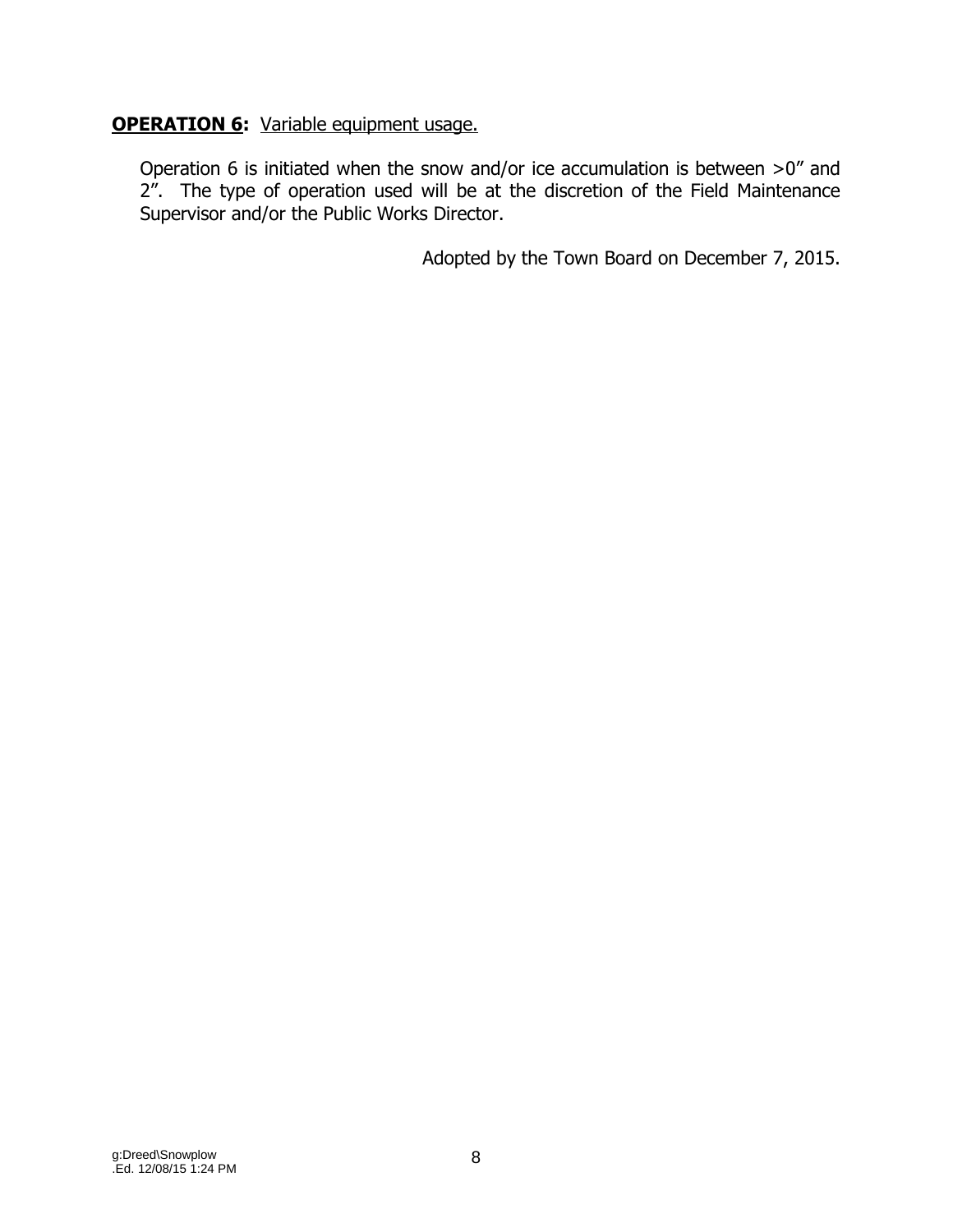**<u>OPERATION 6</u>:** <u>Variable equipment usage.</u>

Operation 6 is initiated when the snow and/or ice accumulation is between >0" and 2". The type of operation used will be at the discretion of the Field Maintenance Supervisor and/or the Public Works Director.

Adopted by the Town Board on December 7, 2015.

g:Dreed\Snowplow
.Ed. 12/08/15 1:24 PM